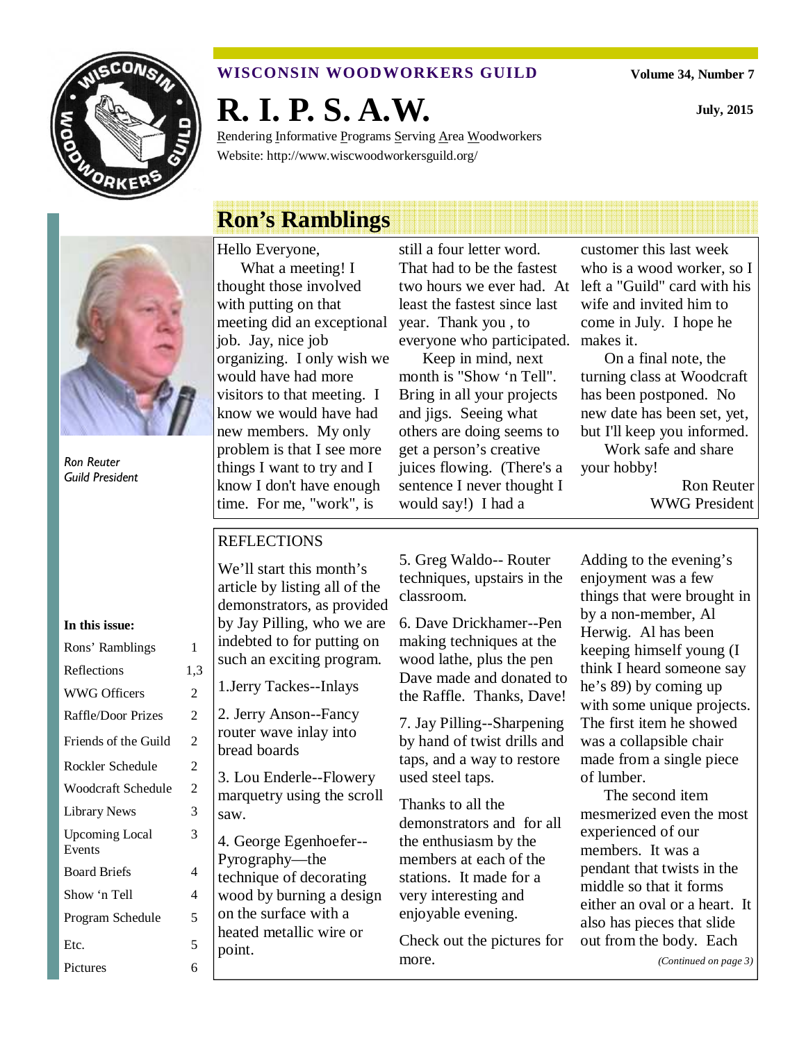**WISCONSIN WOODWORKERS GUILD**

**Volume 34, Number 7**

# R. I. P. S. A.W.

**July, 2015**

Rendering Informative Programs Serving Area Woodworkers

Website: http://www.wiscwoodworkersguild.org/

## Ron's Ramblings

Hello Everyone,

What a meeting! I thought those involved with putting on that meeting did an exceptional job. Jay, nice job organizing. I only wish we would have had more visitors to that meeting. I know we would have had new members. My only problem is that I see more things I want to try and I know I don't have enough time. For me, "work", is still a four letter word. That had to be the fastest two hours we ever had. At least the fastest since last year. Thank you , to everyone who participated.

Keep in mind, next month is "Show 'n Tell". Bring in all your projects and jigs. Seeing what others are doing seems to get a person's creative juices flowing. (There's a sentence I never thought I would say!) I had a customer this last week who is a wood worker, so I left a "Guild" card with his wife and invited him to come in July. I hope he makes it.

On a final note, the turning class at Woodcraft has been postponed. No new date has been set, yet, but I'll keep you informed.

Work safe and share your hobby!

Ron Reuter
WWG President

*Ron Reuter*
*Guild President*

**In this issue:**

| | |
|---|---|
| Rons' Ramblings | 1 |
| Reflections | 1,3 |
| WWG Officers | 2 |
| Raffle/Door Prizes | 2 |
| Friends of the Guild | 2 |
| Rockler Schedule | 2 |
| Woodcraft Schedule | 2 |
| Library News | 3 |
| Upcoming Local Events | 3 |
| Board Briefs | 4 |
| Show 'n Tell | 4 |
| Program Schedule | 5 |
| Etc. | 5 |
| Pictures | 6 |

## REFLECTIONS

We'll start this month's article by listing all of the demonstrators, as provided by Jay Pilling, who we are indebted to for putting on such an exciting program.

1.Jerry Tackes--Inlays

2. Jerry Anson--Fancy router wave inlay into bread boards

3. Lou Enderle--Flowery marquetry using the scroll saw.

4. George Egenhoefer--Pyrography—the technique of decorating wood by burning a design on the surface with a heated metallic wire or point.

5. Greg Waldo-- Router techniques, upstairs in the classroom.

6. Dave Drickhamer--Pen making techniques at the wood lathe, plus the pen Dave made and donated to the Raffle. Thanks, Dave!

7. Jay Pilling--Sharpening by hand of twist drills and taps, and a way to restore used steel taps.

Thanks to all the demonstrators and for all the enthusiasm by the members at each of the stations. It made for a very interesting and enjoyable evening.

Check out the pictures for more.

Adding to the evening's enjoyment was a few things that were brought in by a non-member, Al Herwig. Al has been keeping himself young (I think I heard someone say he's 89) by coming up with some unique projects. The first item he showed was a collapsible chair made from a single piece of lumber.

The second item mesmerized even the most experienced of our members. It was a pendant that twists in the middle so that it forms either an oval or a heart. It also has pieces that slide out from the body. Each

*(Continued on page 3)*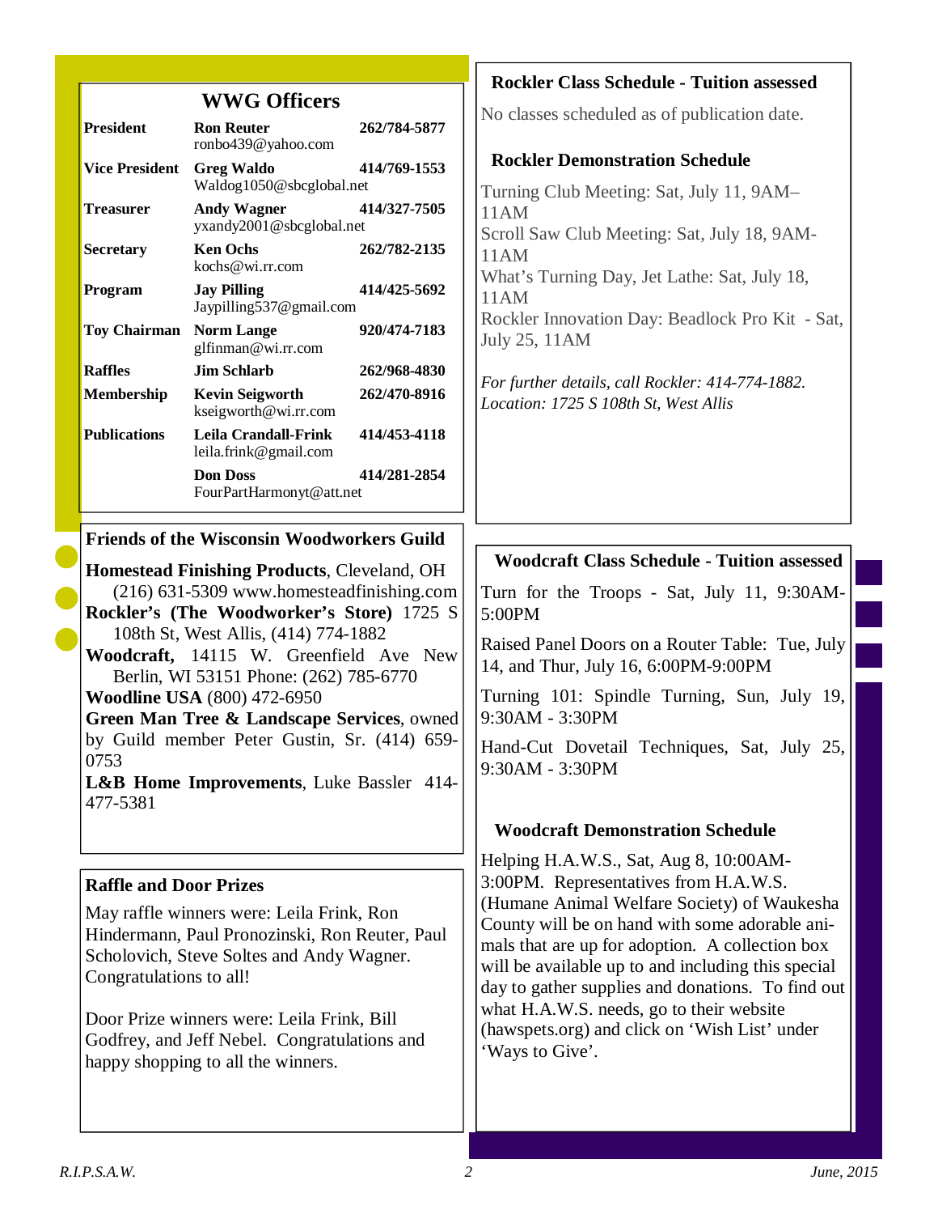## WWG Officers

| Position | Name | Phone |
|---|---|---|
| **President** | **Ron Reuter** ronbo439@yahoo.com | **262/784-5877** |
| **Vice President** | **Greg Waldo** Waldog1050@sbcglobal.net | **414/769-1553** |
| **Treasurer** | **Andy Wagner** yxandy2001@sbcglobal.net | **414/327-7505** |
| **Secretary** | **Ken Ochs** kochs@wi.rr.com | **262/782-2135** |
| **Program** | **Jay Pilling** Jaypilling537@gmail.com | **414/425-5692** |
| **Toy Chairman** | **Norm Lange** glfinman@wi.rr.com | **920/474-7183** |
| **Raffles** | **Jim Schlarb** | **262/968-4830** |
| **Membership** | **Kevin Seigworth** kseigworth@wi.rr.com | **262/470-8916** |
| **Publications** | **Leila Crandall-Frink** leila.frink@gmail.com | **414/453-4118** |
| | **Don Doss** FourPartHarmonyt@att.net | **414/281-2854** |

## Friends of the Wisconsin Woodworkers Guild

**Homestead Finishing Products**, Cleveland, OH (216) 631-5309 www.homesteadfinishing.com

**Rockler's (The Woodworker's Store)** 1725 S 108th St, West Allis, (414) 774-1882

**Woodcraft,** 14115 W. Greenfield Ave New Berlin, WI 53151 Phone: (262) 785-6770

**Woodline USA** (800) 472-6950

**Green Man Tree & Landscape Services**, owned by Guild member Peter Gustin, Sr. (414) 659-0753

**L&B Home Improvements**, Luke Bassler 414-477-5381

## Raffle and Door Prizes

May raffle winners were: Leila Frink, Ron Hindermann, Paul Pronozinski, Ron Reuter, Paul Scholovich, Steve Soltes and Andy Wagner. Congratulations to all!

Door Prize winners were: Leila Frink, Bill Godfrey, and Jeff Nebel. Congratulations and happy shopping to all the winners.

## Rockler Class Schedule - Tuition assessed

No classes scheduled as of publication date.

## Rockler Demonstration Schedule

Turning Club Meeting: Sat, July 11, 9AM–11AM

Scroll Saw Club Meeting: Sat, July 18, 9AM-11AM

What's Turning Day, Jet Lathe: Sat, July 18, 11AM

Rockler Innovation Day: Beadlock Pro Kit - Sat, July 25, 11AM

*For further details, call Rockler: 414-774-1882. Location: 1725 S 108th St, West Allis*

## Woodcraft Class Schedule - Tuition assessed

Turn for the Troops - Sat, July 11, 9:30AM-5:00PM

Raised Panel Doors on a Router Table: Tue, July 14, and Thur, July 16, 6:00PM-9:00PM

Turning 101: Spindle Turning, Sun, July 19, 9:30AM - 3:30PM

Hand-Cut Dovetail Techniques, Sat, July 25, 9:30AM - 3:30PM

## Woodcraft Demonstration Schedule

Helping H.A.W.S., Sat, Aug 8, 10:00AM-3:00PM. Representatives from H.A.W.S. (Humane Animal Welfare Society) of Waukesha County will be on hand with some adorable animals that are up for adoption. A collection box will be available up to and including this special day to gather supplies and donations. To find out what H.A.W.S. needs, go to their website (hawspets.org) and click on 'Wish List' under 'Ways to Give'.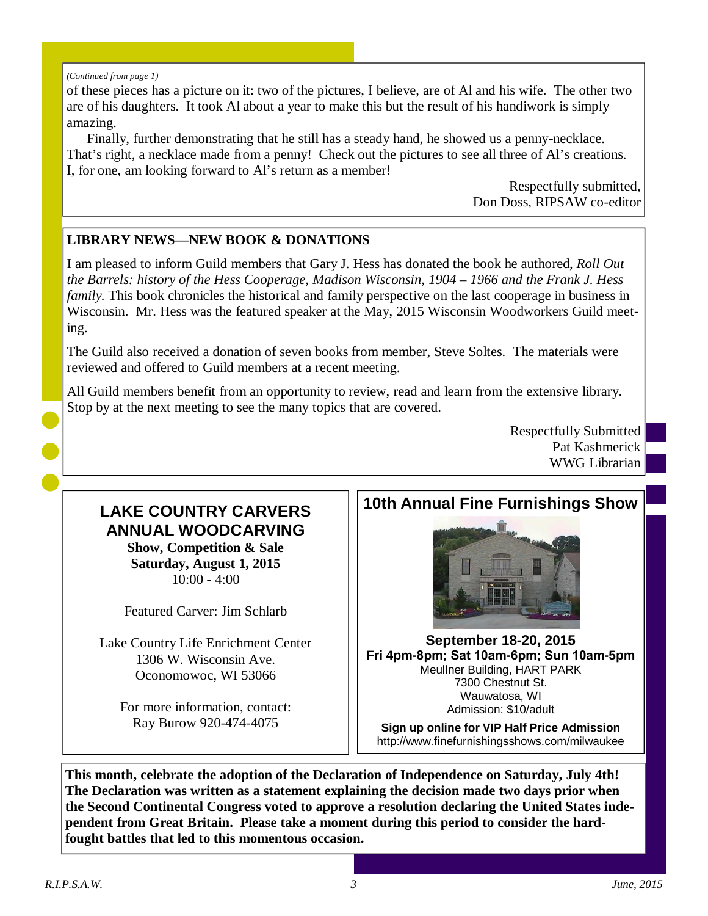*(Continued from page 1)*

of these pieces has a picture on it: two of the pictures, I believe, are of Al and his wife. The other two are of his daughters. It took Al about a year to make this but the result of his handiwork is simply amazing.

Finally, further demonstrating that he still has a steady hand, he showed us a penny-necklace. That's right, a necklace made from a penny! Check out the pictures to see all three of Al's creations. I, for one, am looking forward to Al's return as a member!

Respectfully submitted,
Don Doss, RIPSAW co-editor

## LIBRARY NEWS—NEW BOOK & DONATIONS

I am pleased to inform Guild members that Gary J. Hess has donated the book he authored, *Roll Out the Barrels: history of the Hess Cooperage, Madison Wisconsin, 1904 – 1966 and the Frank J. Hess family.* This book chronicles the historical and family perspective on the last cooperage in business in Wisconsin. Mr. Hess was the featured speaker at the May, 2015 Wisconsin Woodworkers Guild meeting.

The Guild also received a donation of seven books from member, Steve Soltes. The materials were reviewed and offered to Guild members at a recent meeting.

All Guild members benefit from an opportunity to review, read and learn from the extensive library. Stop by at the next meeting to see the many topics that are covered.

Respectfully Submitted
Pat Kashmerick
WWG Librarian

## LAKE COUNTRY CARVERS ANNUAL WOODCARVING

**Show, Competition & Sale**
**Saturday, August 1, 2015**
10:00 - 4:00

Featured Carver: Jim Schlarb

Lake Country Life Enrichment Center
1306 W. Wisconsin Ave.
Oconomowoc, WI 53066

For more information, contact:
Ray Burow 920-474-4075

## 10th Annual Fine Furnishings Show

**September 18-20, 2015**
**Fri 4pm-8pm; Sat 10am-6pm; Sun 10am-5pm**
Meullner Building, HART PARK
7300 Chestnut St.
Wauwatosa, WI
Admission: $10/adult

**Sign up online for VIP Half Price Admission**
http://www.finefurnishingsshows.com/milwaukee

**This month, celebrate the adoption of the Declaration of Independence on Saturday, July 4th! The Declaration was written as a statement explaining the decision made two days prior when the Second Continental Congress voted to approve a resolution declaring the United States independent from Great Britain. Please take a moment during this period to consider the hard-fought battles that led to this momentous occasion.**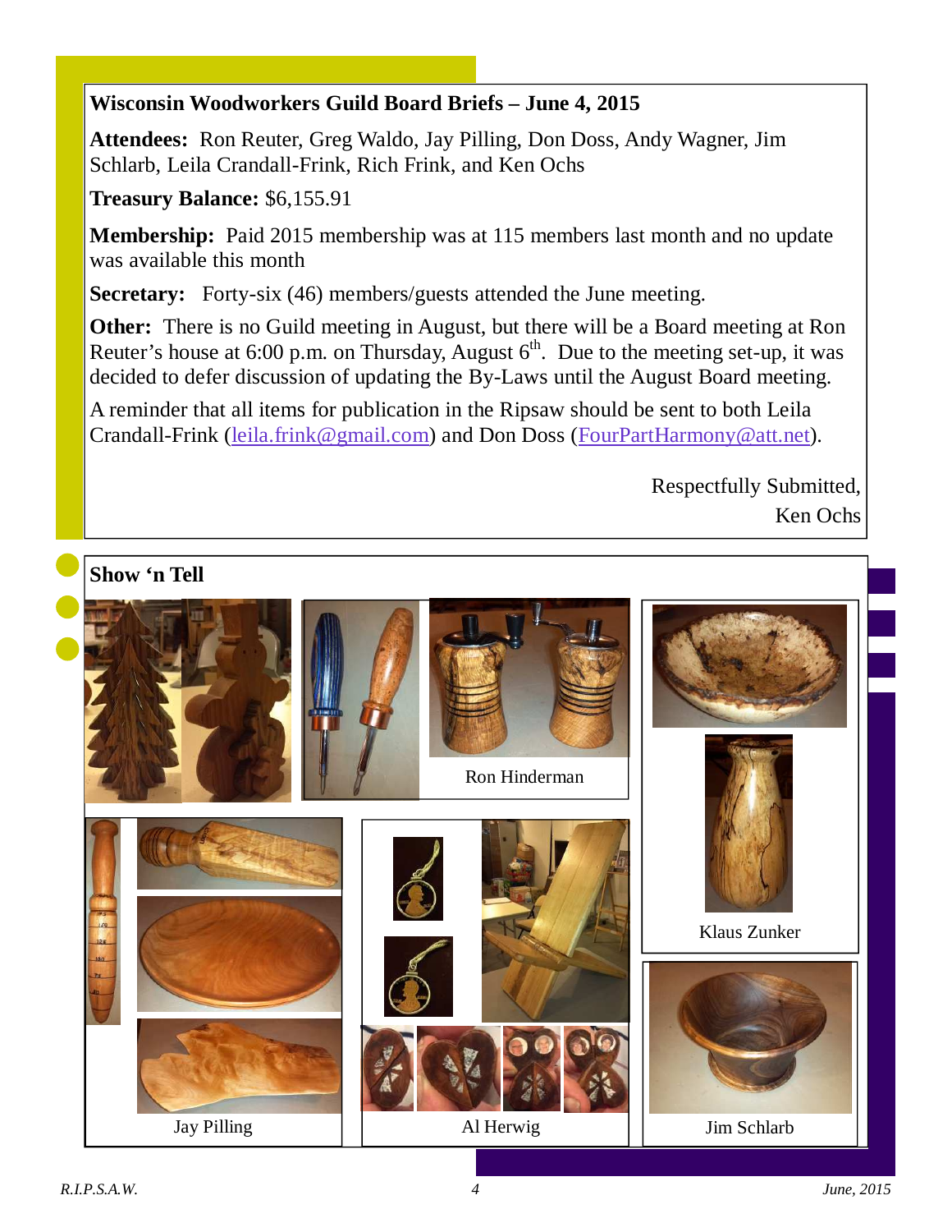## Wisconsin Woodworkers Guild Board Briefs – June 4, 2015

**Attendees:** Ron Reuter, Greg Waldo, Jay Pilling, Don Doss, Andy Wagner, Jim Schlarb, Leila Crandall-Frink, Rich Frink, and Ken Ochs

**Treasury Balance:** $6,155.91

**Membership:** Paid 2015 membership was at 115 members last month and no update was available this month

**Secretary:** Forty-six (46) members/guests attended the June meeting.

**Other:** There is no Guild meeting in August, but there will be a Board meeting at Ron Reuter's house at 6:00 p.m. on Thursday, August 6th. Due to the meeting set-up, it was decided to defer discussion of updating the By-Laws until the August Board meeting.

A reminder that all items for publication in the Ripsaw should be sent to both Leila Crandall-Frink (leila.frink@gmail.com) and Don Doss (FourPartHarmony@att.net).

Respectfully Submitted,
Ken Ochs

## Show 'n Tell

Ron Hinderman

Klaus Zunker

Jay Pilling

Al Herwig

Jim Schlarb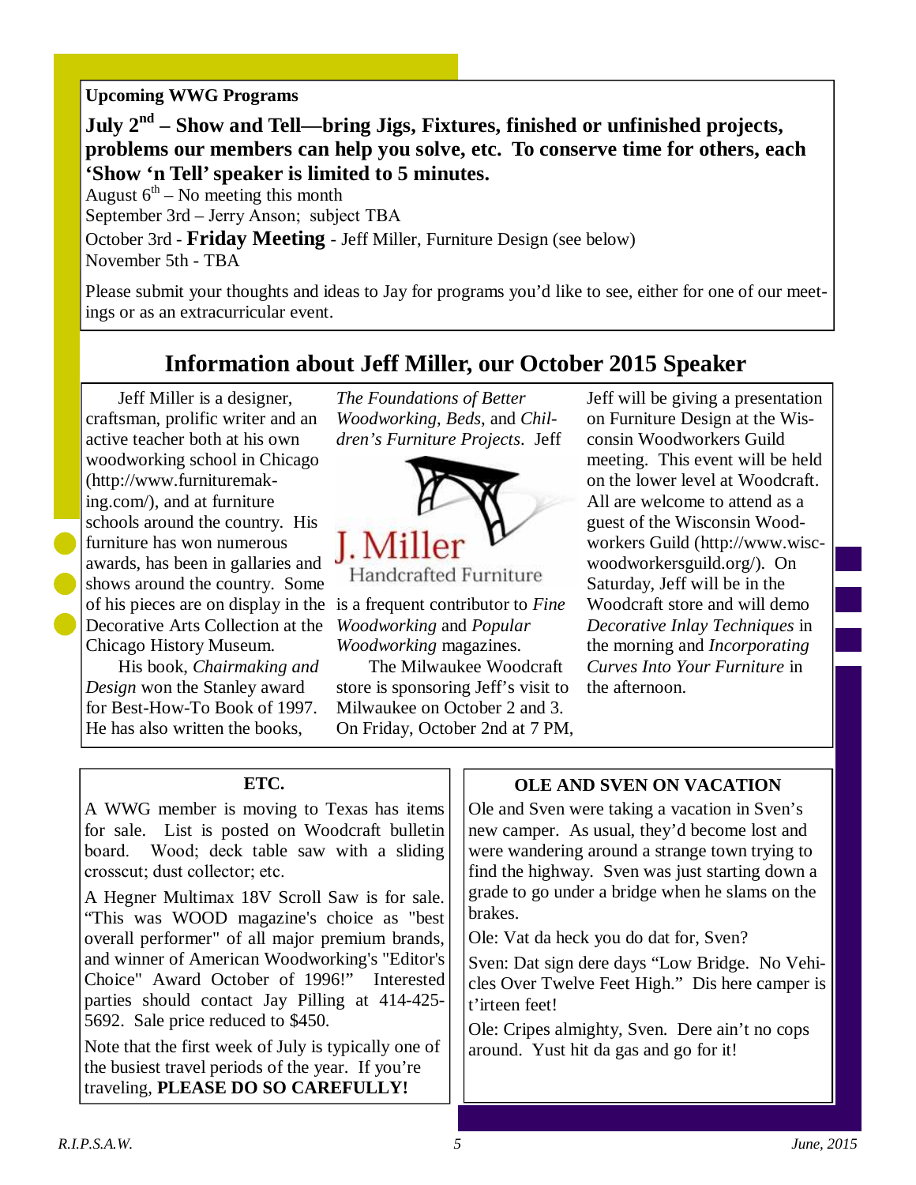## Upcoming WWG Programs

**July 2nd – Show and Tell—bring Jigs, Fixtures, finished or unfinished projects, problems our members can help you solve, etc. To conserve time for others, each 'Show 'n Tell' speaker is limited to 5 minutes.**

August 6th – No meeting this month

September 3rd – Jerry Anson; subject TBA

October 3rd - **Friday Meeting** - Jeff Miller, Furniture Design (see below)

November 5th - TBA

Please submit your thoughts and ideas to Jay for programs you'd like to see, either for one of our meetings or as an extracurricular event.

## Information about Jeff Miller, our October 2015 Speaker

Jeff Miller is a designer, craftsman, prolific writer and an active teacher both at his own woodworking school in Chicago (http://www.furnituremaking.com/), and at furniture schools around the country. His furniture has won numerous awards, has been in gallaries and shows around the country. Some of his pieces are on display in the Decorative Arts Collection at the Chicago History Museum.

His book, *Chairmaking and Design* won the Stanley award for Best-How-To Book of 1997. He has also written the books, *The Foundations of Better Woodworking*, *Beds*, and *Children's Furniture Projects*. Jeff is a frequent contributor to *Fine Woodworking* and *Popular Woodworking* magazines.

J. Miller Handcrafted Furniture

The Milwaukee Woodcraft store is sponsoring Jeff's visit to Milwaukee on October 2 and 3. On Friday, October 2nd at 7 PM, Jeff will be giving a presentation on Furniture Design at the Wisconsin Woodworkers Guild meeting. This event will be held on the lower level at Woodcraft. All are welcome to attend as a guest of the Wisconsin Woodworkers Guild (http://www.wiscwoodworkersguild.org/). On Saturday, Jeff will be in the Woodcraft store and will demo *Decorative Inlay Techniques* in the morning and *Incorporating Curves Into Your Furniture* in the afternoon.

## ETC.

A WWG member is moving to Texas has items for sale. List is posted on Woodcraft bulletin board. Wood; deck table saw with a sliding crosscut; dust collector; etc.

A Hegner Multimax 18V Scroll Saw is for sale. "This was WOOD magazine's choice as "best overall performer" of all major premium brands, and winner of American Woodworking's "Editor's Choice" Award October of 1996!" Interested parties should contact Jay Pilling at 414-425-5692. Sale price reduced to $450.

Note that the first week of July is typically one of the busiest travel periods of the year. If you're traveling, **PLEASE DO SO CAREFULLY!**

## OLE AND SVEN ON VACATION

Ole and Sven were taking a vacation in Sven's new camper. As usual, they'd become lost and were wandering around a strange town trying to find the highway. Sven was just starting down a grade to go under a bridge when he slams on the brakes.

Ole: Vat da heck you do dat for, Sven?

Sven: Dat sign dere days "Low Bridge. No Vehicles Over Twelve Feet High." Dis here camper is t'irteen feet!

Ole: Cripes almighty, Sven. Dere ain't no cops around. Yust hit da gas and go for it!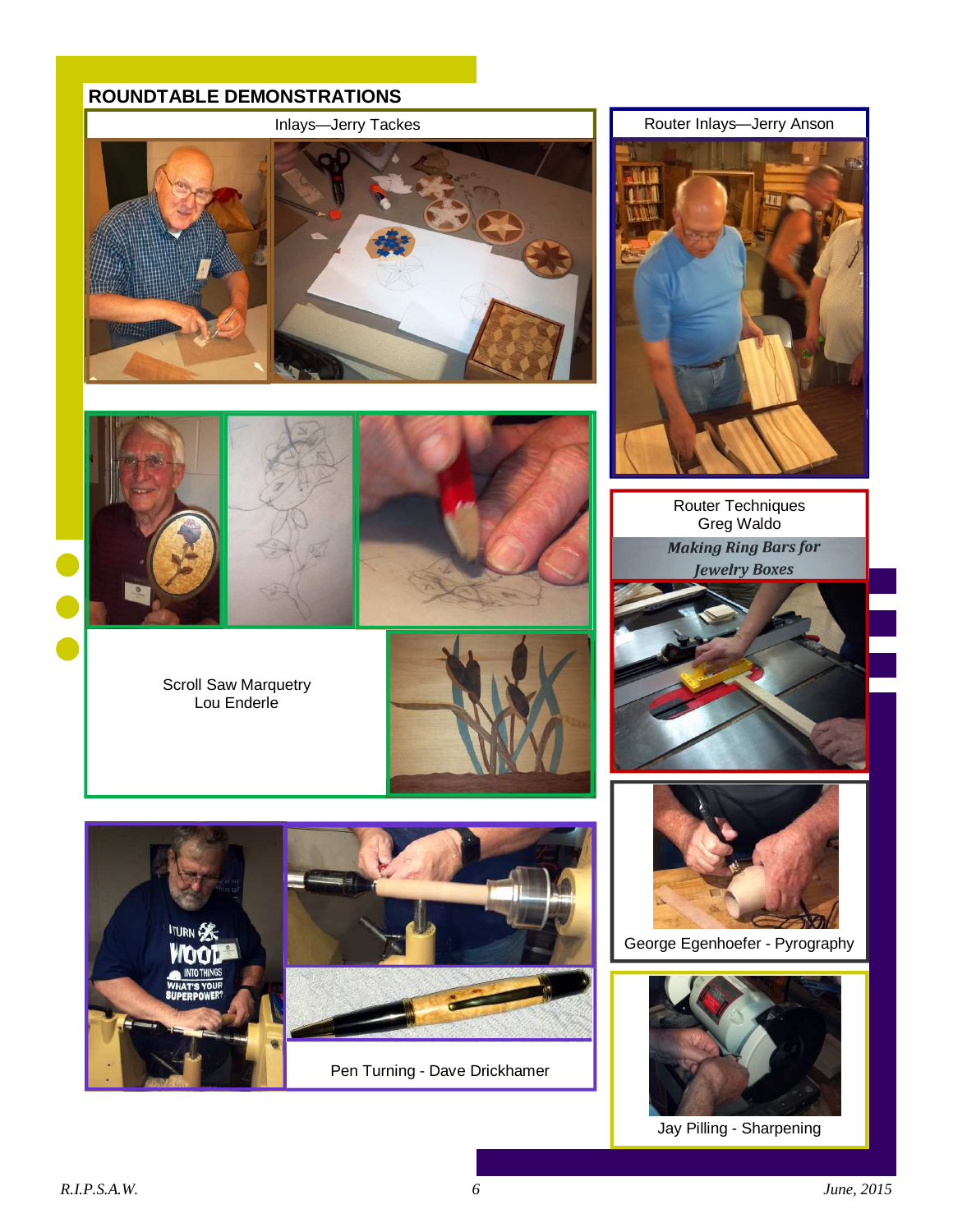## ROUNDTABLE DEMONSTRATIONS

Inlays—Jerry Tackes

Router Inlays—Jerry Anson

Router Techniques
Greg Waldo

*Making Ring Bars for Jewelry Boxes*

Scroll Saw Marquetry
Lou Enderle

George Egenhoefer - Pyrography

Pen Turning - Dave Drickhamer

Jay Pilling - Sharpening